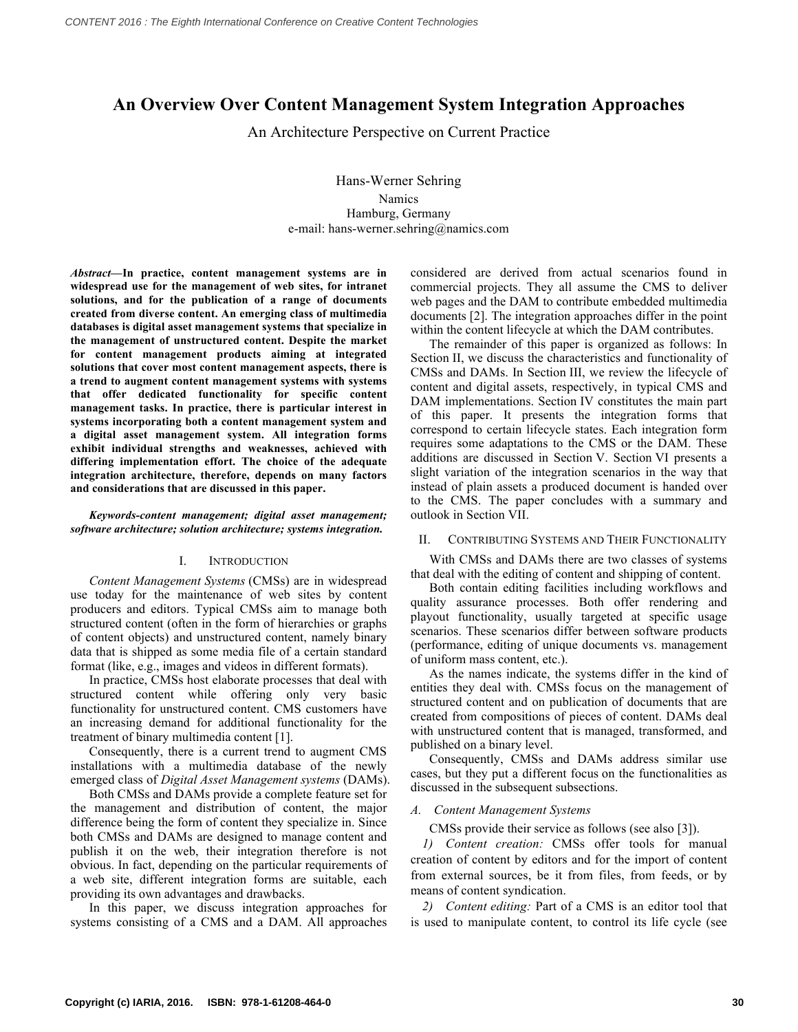# An Overview Over Content Management System Integration Approaches

## An Architecture Perspective on Current Practice

Hans-Werner Sehring
Namics
Hamburg, Germany
e-mail: hans-werner.sehring@namics.com

***Abstract*—In practice, content management systems are in widespread use for the management of web sites, for intranet solutions, and for the publication of a range of documents created from diverse content. An emerging class of multimedia databases is digital asset management systems that specialize in the management of unstructured content. Despite the market for content management products aiming at integrated solutions that cover most content management aspects, there is a trend to augment content management systems with systems that offer dedicated functionality for specific content management tasks. In practice, there is particular interest in systems incorporating both a content management system and a digital asset management system. All integration forms exhibit individual strengths and weaknesses, achieved with differing implementation effort. The choice of the adequate integration architecture, therefore, depends on many factors and considerations that are discussed in this paper.**

***Keywords-content management; digital asset management; software architecture; solution architecture; systems integration.***

## I. Introduction

*Content Management Systems* (CMSs) are in widespread use today for the maintenance of web sites by content producers and editors. Typical CMSs aim to manage both structured content (often in the form of hierarchies or graphs of content objects) and unstructured content, namely binary data that is shipped as some media file of a certain standard format (like, e.g., images and videos in different formats).

In practice, CMSs host elaborate processes that deal with structured content while offering only very basic functionality for unstructured content. CMS customers have an increasing demand for additional functionality for the treatment of binary multimedia content [1].

Consequently, there is a current trend to augment CMS installations with a multimedia database of the newly emerged class of *Digital Asset Management systems* (DAMs).

Both CMSs and DAMs provide a complete feature set for the management and distribution of content, the major difference being the form of content they specialize in. Since both CMSs and DAMs are designed to manage content and publish it on the web, their integration therefore is not obvious. In fact, depending on the particular requirements of a web site, different integration forms are suitable, each providing its own advantages and drawbacks.

In this paper, we discuss integration approaches for systems consisting of a CMS and a DAM. All approaches considered are derived from actual scenarios found in commercial projects. They all assume the CMS to deliver web pages and the DAM to contribute embedded multimedia documents [2]. The integration approaches differ in the point within the content lifecycle at which the DAM contributes.

The remainder of this paper is organized as follows: In Section II, we discuss the characteristics and functionality of CMSs and DAMs. In Section III, we review the lifecycle of content and digital assets, respectively, in typical CMS and DAM implementations. Section IV constitutes the main part of this paper. It presents the integration forms that correspond to certain lifecycle states. Each integration form requires some adaptations to the CMS or the DAM. These additions are discussed in Section V. Section VI presents a slight variation of the integration scenarios in the way that instead of plain assets a produced document is handed over to the CMS. The paper concludes with a summary and outlook in Section VII.

## II. Contributing Systems and Their Functionality

With CMSs and DAMs there are two classes of systems that deal with the editing of content and shipping of content.

Both contain editing facilities including workflows and quality assurance processes. Both offer rendering and playout functionality, usually targeted at specific usage scenarios. These scenarios differ between software products (performance, editing of unique documents vs. management of uniform mass content, etc.).

As the names indicate, the systems differ in the kind of entities they deal with. CMSs focus on the management of structured content and on publication of documents that are created from compositions of pieces of content. DAMs deal with unstructured content that is managed, transformed, and published on a binary level.

Consequently, CMSs and DAMs address similar use cases, but they put a different focus on the functionalities as discussed in the subsequent subsections.

### A. Content Management Systems

CMSs provide their service as follows (see also [3]).

*1) Content creation:* CMSs offer tools for manual creation of content by editors and for the import of content from external sources, be it from files, from feeds, or by means of content syndication.

*2) Content editing:* Part of a CMS is an editor tool that is used to manipulate content, to control its life cycle (see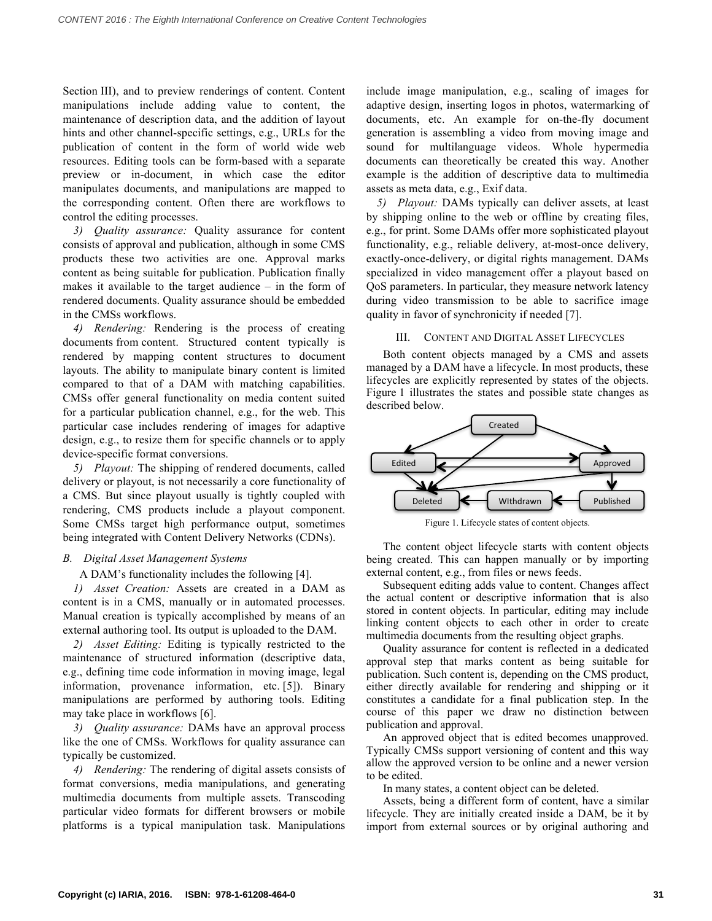Section III), and to preview renderings of content. Content manipulations include adding value to content, the maintenance of description data, and the addition of layout hints and other channel-specific settings, e.g., URLs for the publication of content in the form of world wide web resources. Editing tools can be form-based with a separate preview or in-document, in which case the editor manipulates documents, and manipulations are mapped to the corresponding content. Often there are workflows to control the editing processes.

*3) Quality assurance:* Quality assurance for content consists of approval and publication, although in some CMS products these two activities are one. Approval marks content as being suitable for publication. Publication finally makes it available to the target audience – in the form of rendered documents. Quality assurance should be embedded in the CMSs workflows.

*4) Rendering:* Rendering is the process of creating documents from content. Structured content typically is rendered by mapping content structures to document layouts. The ability to manipulate binary content is limited compared to that of a DAM with matching capabilities. CMSs offer general functionality on media content suited for a particular publication channel, e.g., for the web. This particular case includes rendering of images for adaptive design, e.g., to resize them for specific channels or to apply device-specific format conversions.

*5) Playout:* The shipping of rendered documents, called delivery or playout, is not necessarily a core functionality of a CMS. But since playout usually is tightly coupled with rendering, CMS products include a playout component. Some CMSs target high performance output, sometimes being integrated with Content Delivery Networks (CDNs).

### *B. Digital Asset Management Systems*

A DAM's functionality includes the following [4].

*1) Asset Creation:* Assets are created in a DAM as content is in a CMS, manually or in automated processes. Manual creation is typically accomplished by means of an external authoring tool. Its output is uploaded to the DAM.

*2) Asset Editing:* Editing is typically restricted to the maintenance of structured information (descriptive data, e.g., defining time code information in moving image, legal information, provenance information, etc. [5]). Binary manipulations are performed by authoring tools. Editing may take place in workflows [6].

*3) Quality assurance:* DAMs have an approval process like the one of CMSs. Workflows for quality assurance can typically be customized.

*4) Rendering:* The rendering of digital assets consists of format conversions, media manipulations, and generating multimedia documents from multiple assets. Transcoding particular video formats for different browsers or mobile platforms is a typical manipulation task. Manipulations include image manipulation, e.g., scaling of images for adaptive design, inserting logos in photos, watermarking of documents, etc. An example for on-the-fly document generation is assembling a video from moving image and sound for multilanguage videos. Whole hypermedia documents can theoretically be created this way. Another example is the addition of descriptive data to multimedia assets as meta data, e.g., Exif data.

*5) Playout:* DAMs typically can deliver assets, at least by shipping online to the web or offline by creating files, e.g., for print. Some DAMs offer more sophisticated playout functionality, e.g., reliable delivery, at-most-once delivery, exactly-once-delivery, or digital rights management. DAMs specialized in video management offer a playout based on QoS parameters. In particular, they measure network latency during video transmission to be able to sacrifice image quality in favor of synchronicity if needed [7].

## III. Content and Digital Asset Lifecycles

Both content objects managed by a CMS and assets managed by a DAM have a lifecycle. In most products, these lifecycles are explicitly represented by states of the objects. Figure 1 illustrates the states and possible state changes as described below.

Figure 1. Lifecycle states of content objects.

The content object lifecycle starts with content objects being created. This can happen manually or by importing external content, e.g., from files or news feeds.

Subsequent editing adds value to content. Changes affect the actual content or descriptive information that is also stored in content objects. In particular, editing may include linking content objects to each other in order to create multimedia documents from the resulting object graphs.

Quality assurance for content is reflected in a dedicated approval step that marks content as being suitable for publication. Such content is, depending on the CMS product, either directly available for rendering and shipping or it constitutes a candidate for a final publication step. In the course of this paper we draw no distinction between publication and approval.

An approved object that is edited becomes unapproved. Typically CMSs support versioning of content and this way allow the approved version to be online and a newer version to be edited.

In many states, a content object can be deleted.

Assets, being a different form of content, have a similar lifecycle. They are initially created inside a DAM, be it by import from external sources or by original authoring and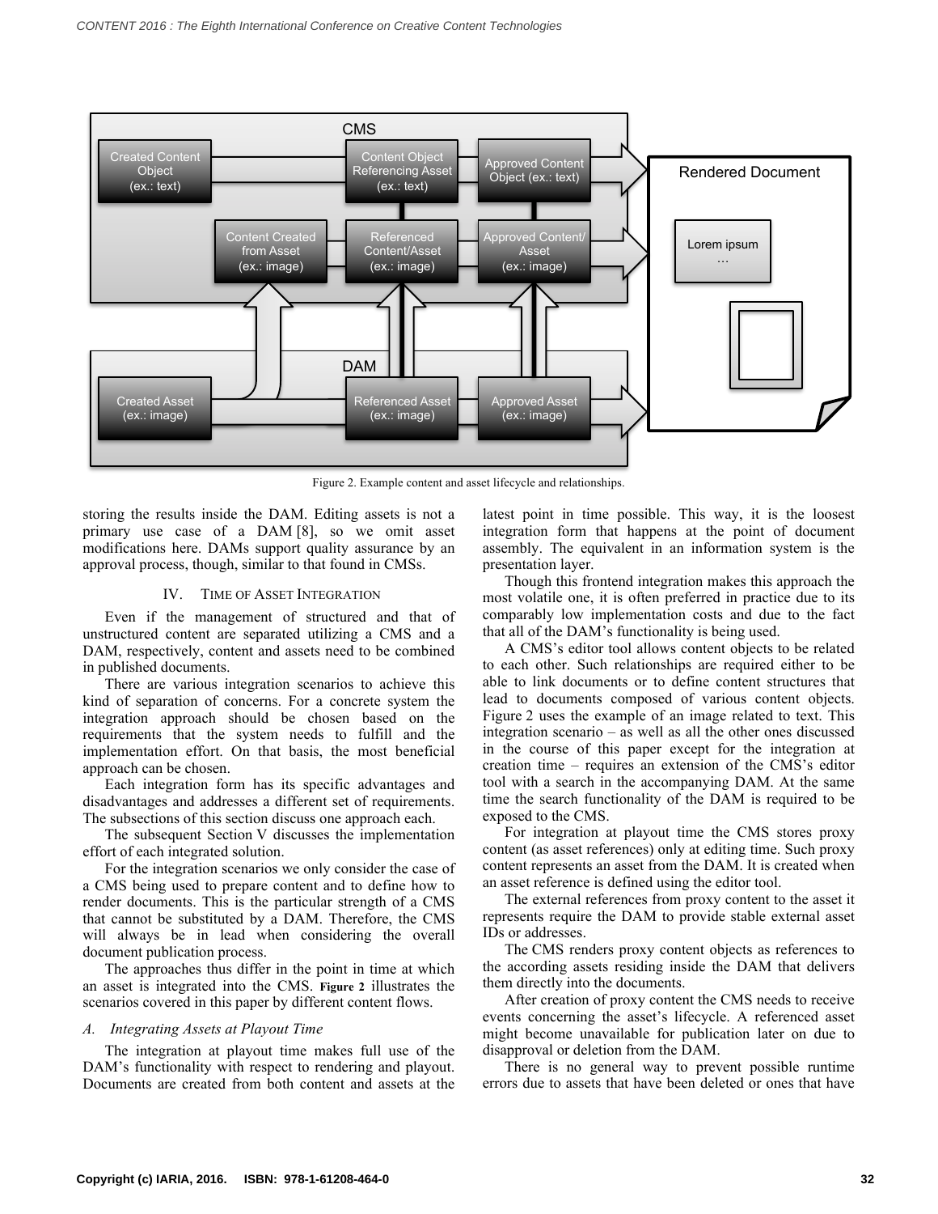Figure 2. Example content and asset lifecycle and relationships.

storing the results inside the DAM. Editing assets is not a primary use case of a DAM [8], so we omit asset modifications here. DAMs support quality assurance by an approval process, though, similar to that found in CMSs.

## IV. Time of Asset Integration

Even if the management of structured and that of unstructured content are separated utilizing a CMS and a DAM, respectively, content and assets need to be combined in published documents.

There are various integration scenarios to achieve this kind of separation of concerns. For a concrete system the integration approach should be chosen based on the requirements that the system needs to fulfill and the implementation effort. On that basis, the most beneficial approach can be chosen.

Each integration form has its specific advantages and disadvantages and addresses a different set of requirements. The subsections of this section discuss one approach each.

The subsequent Section V discusses the implementation effort of each integrated solution.

For the integration scenarios we only consider the case of a CMS being used to prepare content and to define how to render documents. This is the particular strength of a CMS that cannot be substituted by a DAM. Therefore, the CMS will always be in lead when considering the overall document publication process.

The approaches thus differ in the point in time at which an asset is integrated into the CMS. **Figure 2** illustrates the scenarios covered in this paper by different content flows.

### *A. Integrating Assets at Playout Time*

The integration at playout time makes full use of the DAM's functionality with respect to rendering and playout. Documents are created from both content and assets at the latest point in time possible. This way, it is the loosest integration form that happens at the point of document assembly. The equivalent in an information system is the presentation layer.

Though this frontend integration makes this approach the most volatile one, it is often preferred in practice due to its comparably low implementation costs and due to the fact that all of the DAM's functionality is being used.

A CMS's editor tool allows content objects to be related to each other. Such relationships are required either to be able to link documents or to define content structures that lead to documents composed of various content objects. Figure 2 uses the example of an image related to text. This integration scenario – as well as all the other ones discussed in the course of this paper except for the integration at creation time – requires an extension of the CMS's editor tool with a search in the accompanying DAM. At the same time the search functionality of the DAM is required to be exposed to the CMS.

For integration at playout time the CMS stores proxy content (as asset references) only at editing time. Such proxy content represents an asset from the DAM. It is created when an asset reference is defined using the editor tool.

The external references from proxy content to the asset it represents require the DAM to provide stable external asset IDs or addresses.

The CMS renders proxy content objects as references to the according assets residing inside the DAM that delivers them directly into the documents.

After creation of proxy content the CMS needs to receive events concerning the asset's lifecycle. A referenced asset might become unavailable for publication later on due to disapproval or deletion from the DAM.

There is no general way to prevent possible runtime errors due to assets that have been deleted or ones that have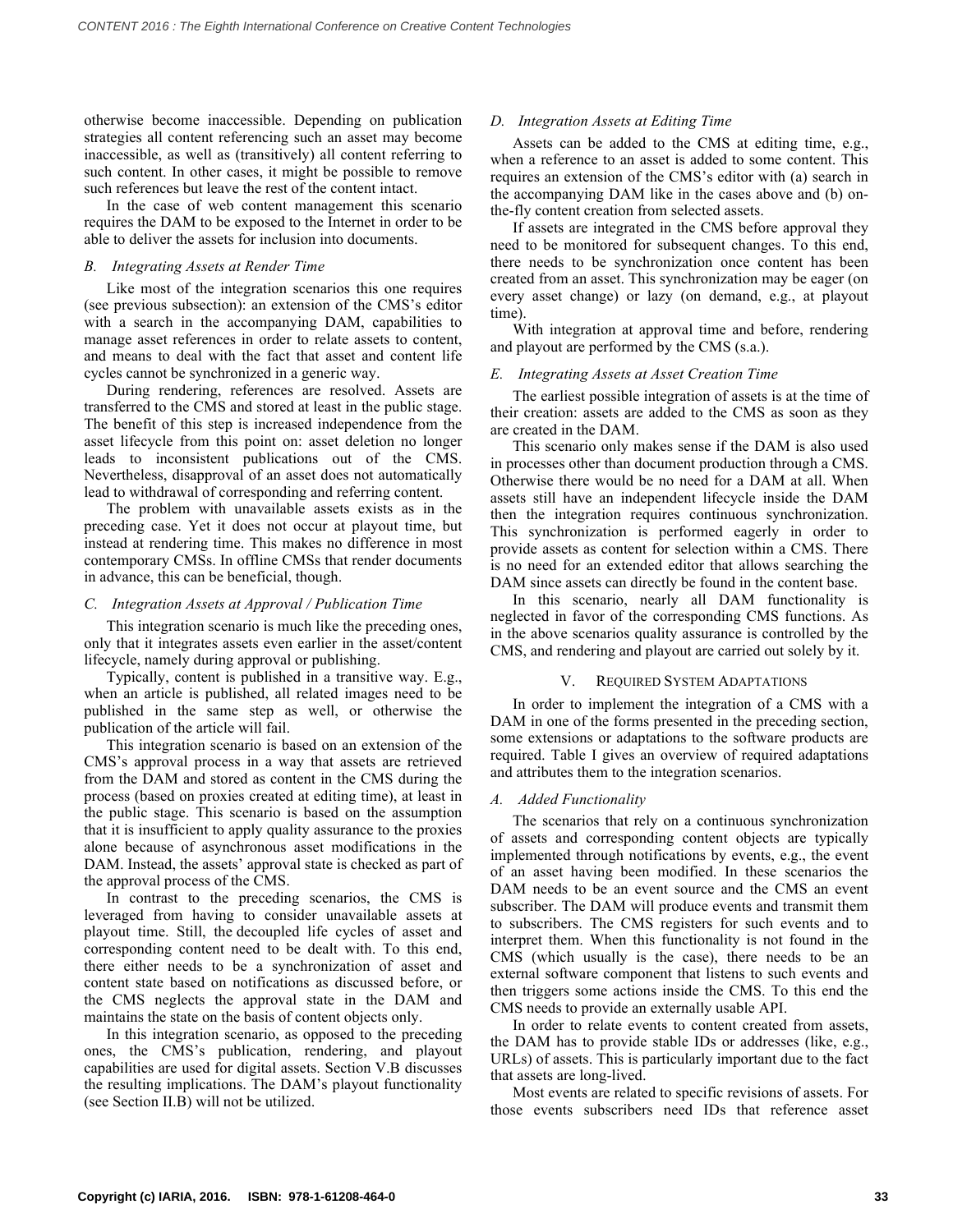otherwise become inaccessible. Depending on publication strategies all content referencing such an asset may become inaccessible, as well as (transitively) all content referring to such content. In other cases, it might be possible to remove such references but leave the rest of the content intact.

In the case of web content management this scenario requires the DAM to be exposed to the Internet in order to be able to deliver the assets for inclusion into documents.

### *B. Integrating Assets at Render Time*

Like most of the integration scenarios this one requires (see previous subsection): an extension of the CMS's editor with a search in the accompanying DAM, capabilities to manage asset references in order to relate assets to content, and means to deal with the fact that asset and content life cycles cannot be synchronized in a generic way.

During rendering, references are resolved. Assets are transferred to the CMS and stored at least in the public stage. The benefit of this step is increased independence from the asset lifecycle from this point on: asset deletion no longer leads to inconsistent publications out of the CMS. Nevertheless, disapproval of an asset does not automatically lead to withdrawal of corresponding and referring content.

The problem with unavailable assets exists as in the preceding case. Yet it does not occur at playout time, but instead at rendering time. This makes no difference in most contemporary CMSs. In offline CMSs that render documents in advance, this can be beneficial, though.

### *C. Integration Assets at Approval / Publication Time*

This integration scenario is much like the preceding ones, only that it integrates assets even earlier in the asset/content lifecycle, namely during approval or publishing.

Typically, content is published in a transitive way. E.g., when an article is published, all related images need to be published in the same step as well, or otherwise the publication of the article will fail.

This integration scenario is based on an extension of the CMS's approval process in a way that assets are retrieved from the DAM and stored as content in the CMS during the process (based on proxies created at editing time), at least in the public stage. This scenario is based on the assumption that it is insufficient to apply quality assurance to the proxies alone because of asynchronous asset modifications in the DAM. Instead, the assets' approval state is checked as part of the approval process of the CMS.

In contrast to the preceding scenarios, the CMS is leveraged from having to consider unavailable assets at playout time. Still, the decoupled life cycles of asset and corresponding content need to be dealt with. To this end, there either needs to be a synchronization of asset and content state based on notifications as discussed before, or the CMS neglects the approval state in the DAM and maintains the state on the basis of content objects only.

In this integration scenario, as opposed to the preceding ones, the CMS's publication, rendering, and playout capabilities are used for digital assets. Section V.B discusses the resulting implications. The DAM's playout functionality (see Section II.B) will not be utilized.

### *D. Integration Assets at Editing Time*

Assets can be added to the CMS at editing time, e.g., when a reference to an asset is added to some content. This requires an extension of the CMS's editor with (a) search in the accompanying DAM like in the cases above and (b) on-the-fly content creation from selected assets.

If assets are integrated in the CMS before approval they need to be monitored for subsequent changes. To this end, there needs to be synchronization once content has been created from an asset. This synchronization may be eager (on every asset change) or lazy (on demand, e.g., at playout time).

With integration at approval time and before, rendering and playout are performed by the CMS (s.a.).

### *E. Integrating Assets at Asset Creation Time*

The earliest possible integration of assets is at the time of their creation: assets are added to the CMS as soon as they are created in the DAM.

This scenario only makes sense if the DAM is also used in processes other than document production through a CMS. Otherwise there would be no need for a DAM at all. When assets still have an independent lifecycle inside the DAM then the integration requires continuous synchronization. This synchronization is performed eagerly in order to provide assets as content for selection within a CMS. There is no need for an extended editor that allows searching the DAM since assets can directly be found in the content base.

In this scenario, nearly all DAM functionality is neglected in favor of the corresponding CMS functions. As in the above scenarios quality assurance is controlled by the CMS, and rendering and playout are carried out solely by it.

## V. REQUIRED SYSTEM ADAPTATIONS

In order to implement the integration of a CMS with a DAM in one of the forms presented in the preceding section, some extensions or adaptations to the software products are required. Table I gives an overview of required adaptations and attributes them to the integration scenarios.

### *A. Added Functionality*

The scenarios that rely on a continuous synchronization of assets and corresponding content objects are typically implemented through notifications by events, e.g., the event of an asset having been modified. In these scenarios the DAM needs to be an event source and the CMS an event subscriber. The DAM will produce events and transmit them to subscribers. The CMS registers for such events and to interpret them. When this functionality is not found in the CMS (which usually is the case), there needs to be an external software component that listens to such events and then triggers some actions inside the CMS. To this end the CMS needs to provide an externally usable API.

In order to relate events to content created from assets, the DAM has to provide stable IDs or addresses (like, e.g., URLs) of assets. This is particularly important due to the fact that assets are long-lived.

Most events are related to specific revisions of assets. For those events subscribers need IDs that reference asset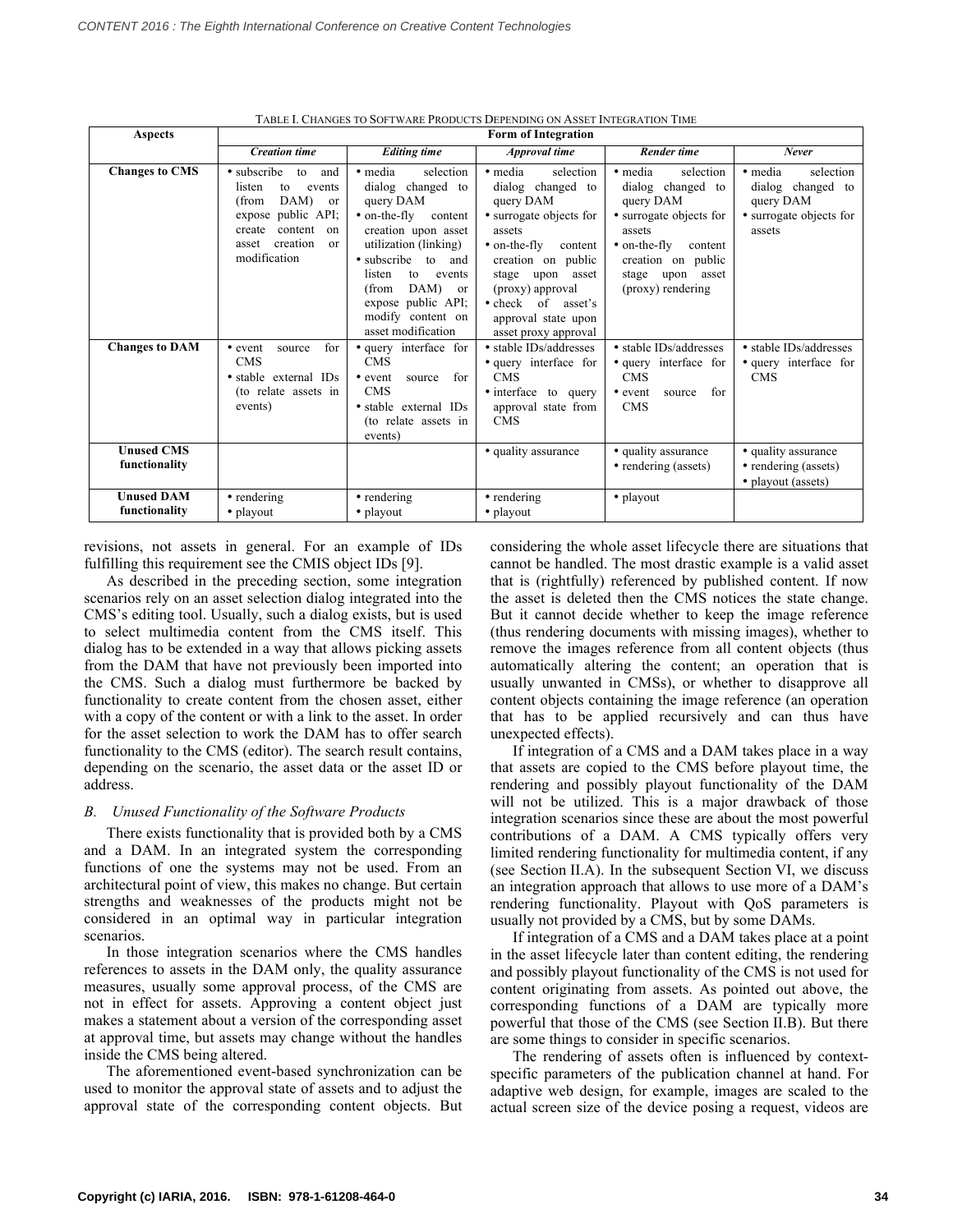TABLE I. CHANGES TO SOFTWARE PRODUCTS DEPENDING ON ASSET INTEGRATION TIME

| Aspects | Form of Integration | | | | |
|---|---|---|---|---|---|
| | *Creation time* | *Editing time* | *Approval time* | *Render time* | *Never* |
| **Changes to CMS** | • subscribe to and listen to events (from DAM) or expose public API; create content on asset creation or modification | • media selection dialog changed to query DAM<br>• on-the-fly content creation upon asset utilization (linking)<br>• subscribe to and listen to events (from DAM) or expose public API; modify content on asset modification | • media selection dialog changed to query DAM<br>• surrogate objects for assets<br>• on-the-fly content creation on public stage upon asset (proxy) approval<br>• check of asset's approval state upon asset proxy approval | • media selection dialog changed to query DAM<br>• surrogate objects for assets<br>• on-the-fly content creation on public stage upon asset (proxy) rendering | • media selection dialog changed to query DAM<br>• surrogate objects for assets |
| **Changes to DAM** | • event source for CMS<br>• stable external IDs (to relate assets in events) | • query interface for CMS<br>• event source for CMS<br>• stable external IDs (to relate assets in events) | • stable IDs/addresses<br>• query interface for CMS<br>• interface to query approval state from CMS | • stable IDs/addresses<br>• query interface for CMS<br>• event source for CMS | • stable IDs/addresses<br>• query interface for CMS |
| **Unused CMS functionality** | | | • quality assurance | • quality assurance<br>• rendering (assets) | • quality assurance<br>• rendering (assets)<br>• playout (assets) |
| **Unused DAM functionality** | • rendering<br>• playout | • rendering<br>• playout | • rendering<br>• playout | • playout | |

revisions, not assets in general. For an example of IDs fulfilling this requirement see the CMIS object IDs [9].

As described in the preceding section, some integration scenarios rely on an asset selection dialog integrated into the CMS's editing tool. Usually, such a dialog exists, but is used to select multimedia content from the CMS itself. This dialog has to be extended in a way that allows picking assets from the DAM that have not previously been imported into the CMS. Such a dialog must furthermore be backed by functionality to create content from the chosen asset, either with a copy of the content or with a link to the asset. In order for the asset selection to work the DAM has to offer search functionality to the CMS (editor). The search result contains, depending on the scenario, the asset data or the asset ID or address.

### *B. Unused Functionality of the Software Products*

There exists functionality that is provided both by a CMS and a DAM. In an integrated system the corresponding functions of one the systems may not be used. From an architectural point of view, this makes no change. But certain strengths and weaknesses of the products might not be considered in an optimal way in particular integration scenarios.

In those integration scenarios where the CMS handles references to assets in the DAM only, the quality assurance measures, usually some approval process, of the CMS are not in effect for assets. Approving a content object just makes a statement about a version of the corresponding asset at approval time, but assets may change without the handles inside the CMS being altered.

The aforementioned event-based synchronization can be used to monitor the approval state of assets and to adjust the approval state of the corresponding content objects. But considering the whole asset lifecycle there are situations that cannot be handled. The most drastic example is a valid asset that is (rightfully) referenced by published content. If now the asset is deleted then the CMS notices the state change. But it cannot decide whether to keep the image reference (thus rendering documents with missing images), whether to remove the images reference from all content objects (thus automatically altering the content; an operation that is usually unwanted in CMSs), or whether to disapprove all content objects containing the image reference (an operation that has to be applied recursively and can thus have unexpected effects).

If integration of a CMS and a DAM takes place in a way that assets are copied to the CMS before playout time, the rendering and possibly playout functionality of the DAM will not be utilized. This is a major drawback of those integration scenarios since these are about the most powerful contributions of a DAM. A CMS typically offers very limited rendering functionality for multimedia content, if any (see Section II.A). In the subsequent Section VI, we discuss an integration approach that allows to use more of a DAM's rendering functionality. Playout with QoS parameters is usually not provided by a CMS, but by some DAMs.

If integration of a CMS and a DAM takes place at a point in the asset lifecycle later than content editing, the rendering and possibly playout functionality of the CMS is not used for content originating from assets. As pointed out above, the corresponding functions of a DAM are typically more powerful that those of the CMS (see Section II.B). But there are some things to consider in specific scenarios.

The rendering of assets often is influenced by context-specific parameters of the publication channel at hand. For adaptive web design, for example, images are scaled to the actual screen size of the device posing a request, videos are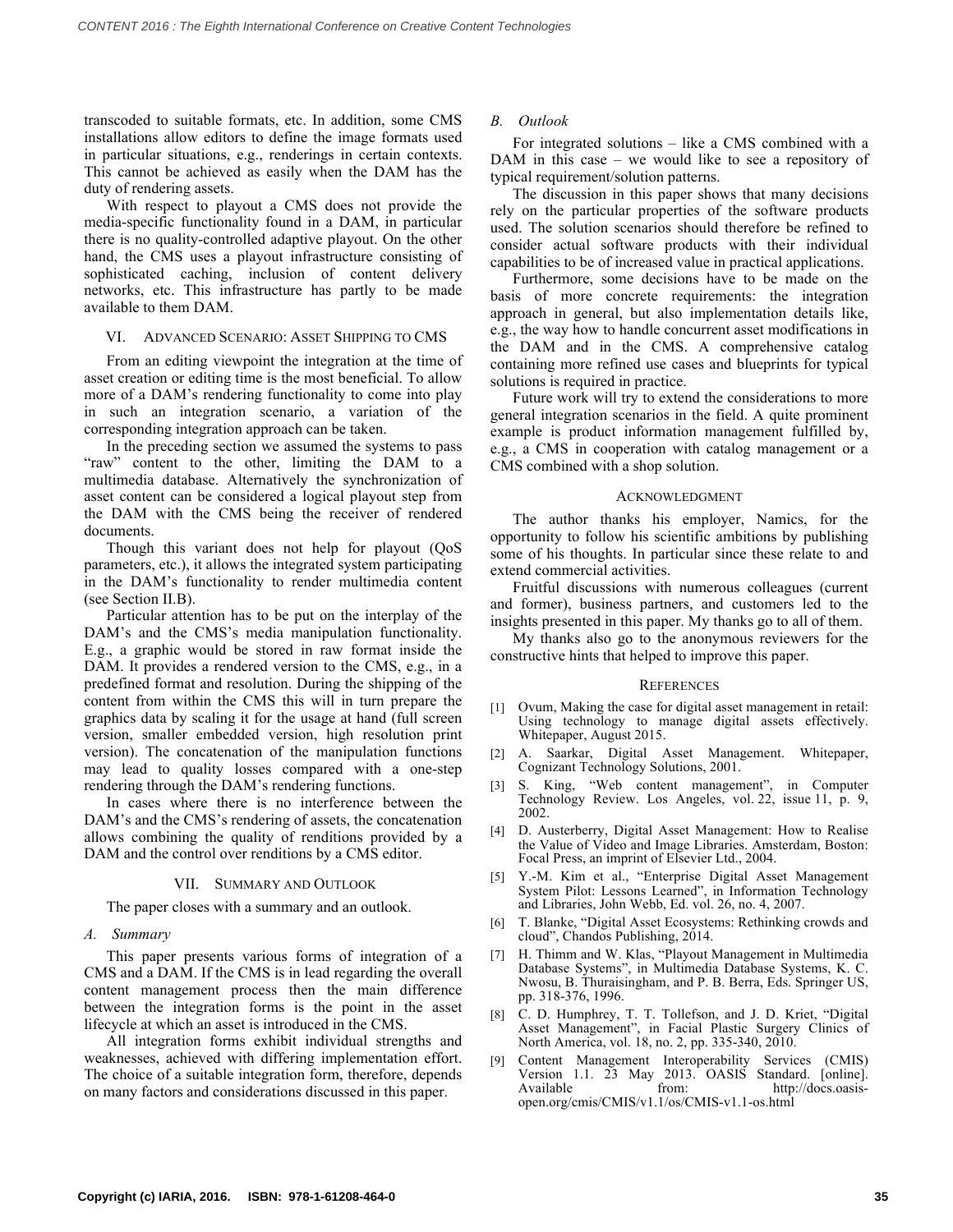transcoded to suitable formats, etc. In addition, some CMS installations allow editors to define the image formats used in particular situations, e.g., renderings in certain contexts. This cannot be achieved as easily when the DAM has the duty of rendering assets.

With respect to playout a CMS does not provide the media-specific functionality found in a DAM, in particular there is no quality-controlled adaptive playout. On the other hand, the CMS uses a playout infrastructure consisting of sophisticated caching, inclusion of content delivery networks, etc. This infrastructure has partly to be made available to them DAM.

## VI. Advanced Scenario: Asset Shipping to CMS

From an editing viewpoint the integration at the time of asset creation or editing time is the most beneficial. To allow more of a DAM's rendering functionality to come into play in such an integration scenario, a variation of the corresponding integration approach can be taken.

In the preceding section we assumed the systems to pass "raw" content to the other, limiting the DAM to a multimedia database. Alternatively the synchronization of asset content can be considered a logical playout step from the DAM with the CMS being the receiver of rendered documents.

Though this variant does not help for playout (QoS parameters, etc.), it allows the integrated system participating in the DAM's functionality to render multimedia content (see Section II.B).

Particular attention has to be put on the interplay of the DAM's and the CMS's media manipulation functionality. E.g., a graphic would be stored in raw format inside the DAM. It provides a rendered version to the CMS, e.g., in a predefined format and resolution. During the shipping of the content from within the CMS this will in turn prepare the graphics data by scaling it for the usage at hand (full screen version, smaller embedded version, high resolution print version). The concatenation of the manipulation functions may lead to quality losses compared with a one-step rendering through the DAM's rendering functions.

In cases where there is no interference between the DAM's and the CMS's rendering of assets, the concatenation allows combining the quality of renditions provided by a DAM and the control over renditions by a CMS editor.

## VII. Summary and Outlook

The paper closes with a summary and an outlook.

### A. Summary

This paper presents various forms of integration of a CMS and a DAM. If the CMS is in lead regarding the overall content management process then the main difference between the integration forms is the point in the asset lifecycle at which an asset is introduced in the CMS.

All integration forms exhibit individual strengths and weaknesses, achieved with differing implementation effort. The choice of a suitable integration form, therefore, depends on many factors and considerations discussed in this paper.

### B. Outlook

For integrated solutions – like a CMS combined with a DAM in this case – we would like to see a repository of typical requirement/solution patterns.

The discussion in this paper shows that many decisions rely on the particular properties of the software products used. The solution scenarios should therefore be refined to consider actual software products with their individual capabilities to be of increased value in practical applications.

Furthermore, some decisions have to be made on the basis of more concrete requirements: the integration approach in general, but also implementation details like, e.g., the way how to handle concurrent asset modifications in the DAM and in the CMS. A comprehensive catalog containing more refined use cases and blueprints for typical solutions is required in practice.

Future work will try to extend the considerations to more general integration scenarios in the field. A quite prominent example is product information management fulfilled by, e.g., a CMS in cooperation with catalog management or a CMS combined with a shop solution.

## Acknowledgment

The author thanks his employer, Namics, for the opportunity to follow his scientific ambitions by publishing some of his thoughts. In particular since these relate to and extend commercial activities.

Fruitful discussions with numerous colleagues (current and former), business partners, and customers led to the insights presented in this paper. My thanks go to all of them.

My thanks also go to the anonymous reviewers for the constructive hints that helped to improve this paper.

## References

[1] Ovum, Making the case for digital asset management in retail: Using technology to manage digital assets effectively. Whitepaper, August 2015.

[2] A. Saarkar, Digital Asset Management. Whitepaper, Cognizant Technology Solutions, 2001.

[3] S. King, "Web content management", in Computer Technology Review. Los Angeles, vol. 22, issue 11, p. 9, 2002.

[4] D. Austerberry, Digital Asset Management: How to Realise the Value of Video and Image Libraries. Amsterdam, Boston: Focal Press, an imprint of Elsevier Ltd., 2004.

[5] Y.-M. Kim et al., "Enterprise Digital Asset Management System Pilot: Lessons Learned", in Information Technology and Libraries, John Webb, Ed. vol. 26, no. 4, 2007.

[6] T. Blanke, "Digital Asset Ecosystems: Rethinking crowds and cloud", Chandos Publishing, 2014.

[7] H. Thimm and W. Klas, "Playout Management in Multimedia Database Systems", in Multimedia Database Systems, K. C. Nwosu, B. Thuraisingham, and P. B. Berra, Eds. Springer US, pp. 318-376, 1996.

[8] C. D. Humphrey, T. T. Tollefson, and J. D. Kriet, "Digital Asset Management", in Facial Plastic Surgery Clinics of North America, vol. 18, no. 2, pp. 335-340, 2010.

[9] Content Management Interoperability Services (CMIS) Version 1.1. 23 May 2013. OASIS Standard. [online]. Available from: http://docs.oasis-open.org/cmis/CMIS/v1.1/os/CMIS-v1.1-os.html